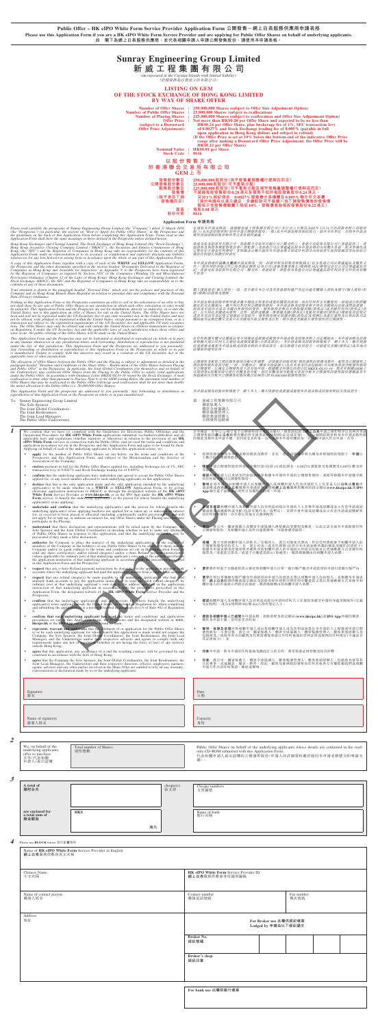**Public Offer – HK eIPO White Form Service Provider Application Form 公開發售－網上白表服務供應商申請表格**

**Please use this Application Form if you are a HK eIPO White Form Service Provider and are applying for Public Offer Shares on behalf of underlying applicants.**
**如 閣下為網上白表服務供應商，並代表相關申請人申請公開發售股份，請使用本申請表格。**

# Sunray Engineering Group Limited
# 新威工程集團有限公司

*(incorporated in the Cayman Islands with limited liability)*
*(於開曼群島註冊成立的有限公司)*

## LISTING ON GEM OF THE STOCK EXCHANGE OF HONG KONG LIMITED BY WAY OF SHARE OFFER

**Number of Offer Shares** : 250,000,000 Shares (subject to Offer Size Adjustment Option)
**Number of Public Offer Shares** : 25,000,000 Shares (subject to reallocation)
**Number of Placing Shares** : 225,000,000 Shares (subject to reallocation and Offer Size Adjustment Option)
**Offer Price (subject to a Downward Offer Price Adjustment)** : Not more than HK$0.28 per Offer Share and expected to be no less than HK$0.24 per Offer Share, plus brokerage fee of 1%, SFC transaction levy of 0.0027% and Stock Exchange trading fee of 0.005% (payable in full upon application in Hong Kong dollars and subject to refund) (If the Offer Price is set at 10% below the bottom end of the indicative Offer Price range after making a Downward Offer Price Adjustment, the Offer Price will be HK$0.22 per Offer Share)
**Nominal Value** : HK$0.01 per Share
**Stock Code** : 8616

### 以股份發售方式於香港聯合交易所有限公司GEM上市

**發售股份數目** : 250,000,000股股份（視乎發售量調整權行使與否而定）
**公開發售股份數目** : 25,000,000股股份（可予重新分配）
**配售股份數目** : 225,000,000股股份（可予重新分配及視乎發售量調整權行使與否而定）
**發售價（視乎發售價下調而定）** : 不超過每股發售股份0.28港元及預期不低於每股發售股份0.24港元，另加1%經紀佣金、0.0027%證監會交易徵費及0.005%聯交所交易費（須於申請時以港元繳足，多繳款項可予退還）（如下調發售價後發售價定為指示性發售價範圍下限低10%，發售價將為每股發售股份0.22港元）
**面值** : 每股0.01港元
**股份代號** : 8616

## Application Form 申請表格

Please read carefully the prospectus of Sunray Engineering Group Limited (the "Company") dated 31 March 2020 (the "Prospectus") (in particular, the section on "How to Apply for Public Offer Shares" in the Prospectus) and the guidelines on the back of this Application Form before completing this Application Form. Terms used in this Application Form shall have the same meanings as those defined in the Prospectus unless defined herein.

Hong Kong Exchanges and Clearing Limited, The Stock Exchange of Hong Kong Limited (the "Stock Exchange"), Hong Kong Securities Clearing Company Limited ("HKSCC"), the Securities and Futures Commission of Hong Kong (the "SFC") and the Registrar of Companies in Hong Kong take no responsibility for the contents of this Application Form, make no representation as to its accuracy or completeness and expressly disclaim any liability whatsoever for any loss howsoever arising from or in reliance upon the whole or any part of the contents of this Application Form.

A copy of this Application Form, together with a copy of each of the WHITE and YELLOW Application Forms, the Prospectus and the other documents specified in the section headed "Documents Delivered to the Registrar of Companies in Hong Kong and Available for Inspection" in Appendix V to the Prospectus have been registered by the Registrar of Companies as required by Section 342C of the Companies (Winding Up and Miscellaneous Provisions) Ordinance (Chapter 32 of the Laws of Hong Kong). Hong Kong Exchanges and Clearing Limited, the Stock Exchange, HKSCC, the SFC and the Registrar of Companies in Hong Kong take no responsibility as to the contents of these documents.

Your attention is drawn to the paragraph headed "Personal Data" which sets out the policies and practices of the Company and its Hong Kong Branch Share Registrar in relation to personal data and compliance with the Personal Data (Privacy) Ordinance.

Nothing in this Application Form or the Prospectus constitutes an offer to sell or the solicitation of an offer to buy nor shall there be any sale of Public Offer Shares in any jurisdiction in which such offer, solicitation or sale would be unlawful. This Application Form and the Prospectus are not for distribution, directly or indirectly, in or into the United States, nor is this application an offer of Shares for sale in the United States. The Offer Shares have not been and will not be registered under the US Securities Act or any state securities law in the United States and may not be offered, sold, pledged or transferred within the United States, except pursuant to an exemption from, or in a transaction not subject to, the registration requirements of the US Securities Act and applicable US state securities laws. The Offer Shares may only be offered and sold outside the United States in offshore transactions in reliance on Regulation S under the US Securities Act and the applicable laws of each jurisdiction where those offers and sales occur. No public offering of the Offer Shares will be made in the United States.

This Application Form and the Prospectus may not be forwarded or distributed or reproduced (in whole or in part) in any manner whatsoever in any jurisdiction where such forwarding, distribution or reproduction is not permitted under the law of that jurisdiction. This Application Form and the Prospectus are addressed to you personally. Any forwarding or distribution or reproduction of this Application Form or the Prospectus in whole or in part is unauthorised. Failure to comply with this directive may result in a violation of the US Securities Act or the applicable laws of other jurisdictions.

The allocation of Offer Shares between the Public Offer and the Placing is subject to adjustment as detailed in the paragraph headed "Structure and Conditions of the Share Offer – Reallocation of the Offer Shares between Placing and Public Offer" in the Prospectus. In particular, the Joint Global Coordinators (for themselves and on behalf of the Underwriters) may reallocate Offer Shares from the Placing to the Public Offer to satisfy valid applications under the Public Offer. In accordance with Guidance Letter HKEX-GL91-18 issued by the Stock Exchange, if such reallocation is done other than pursuant to Practice Note 6 of the GEM Listing Rules, the maximum total number of Offer Shares that may be allocated to the Public Offer following such reallocation shall be not more than double the initial allocation to the Public Offer (i.e. 50,000,000 Offer Shares).

This Application Form and the Prospectus are addressed to you personally. Any forwarding or distribution or reproduction of this Application Form or the Prospectus in whole or in part is unauthorised.

請在填寫本申請表格前，細閱新威工程集團有限公司（「本公司」）日期為2020年3月31日的招股章程（「招股章程」）（尤其是招股章程「如何申請公開發售股份」一節）及本申請表格背面的指引。除本申請表格另有界定外，本申請表格所用詞語與招股章程所界定者具有相同涵義。

香港交易及結算所有限公司、香港聯合交易所有限公司（「聯交所」）、香港中央結算有限公司（「香港結算」）、香港證券及期貨事務監察委員會（「證監會」）及香港公司註冊處處長對本申請表格的內容概不負責，對其準確性或完整性亦不發表任何聲明，並明確表示概不就因本申請表格全部或任何部分內容而產生或因依賴該等內容而引致的任何損失承擔任何責任。

本申請表格連同白色及黃色申請表格各一份、招股章程及招股章程附錄五「送呈香港公司註冊處處長及備查文件」一節所列其他文件，已遵照香港法例第32章公司（清盤及雜項條文）條例第342C條的規定，送呈香港公司註冊處處長登記。香港交易及結算所有限公司、聯交所、香港結算、證監會及香港公司註冊處處長對此等文件的內容概不負責。

閣下謹請留意「個人資料」一段，當中載有本公司及其香港股份過戶登記分處有關個人資料及遵守個人資料（私隱）條例的政策及慣例。

本申請表格或招股章程所載者概不構成出售要約或要約購買的游說，而在任何作出有關要約、游說或出售即屬違法的司法權區內，概不得出售任何公開發售股份。本申請表格及招股章程不得在美國境內直接或間接派發，而此項申請亦不是在美國出售股份的要約。發售股份並無亦不會根據美國證券法或美國任何州證券法登記，且不得在美國境內提呈發售、出售、抵押或轉讓，惟根據美國證券法及適用美國州證券法的登記規定獲豁免或不受該等登記規定規限的交易除外。發售股份僅可依據美國證券法S規例以及進行發售及出售的各司法權區的適用法律於美國境外以離岸交易方式提呈發售及出售。將不會於美國進行發售股份的公開發售。

在任何根據當地法律不得發送、派發或複製本申請表格及招股章程的司法權區內，概不得以任何方式發送或派發或複製（全部或部分）本申請表格及招股章程。本申請表格及招股章程僅致予閣下本人。概不得發送或派發或複製本申請表格或招股章程的全部或部分。如未能遵守此項指令，可能違反美國證券法或其他司法權區的適用法律。

公開發售及配售之間的發售股份分配可予調整，詳情載於招股章程「股份發售的架構及條件－配售及公開發售之間的發售股份重新分配」一段。具體而言，聯席全球協調人（為其本身及代表包銷商）可將發售股份從配售重新分配至公開發售，以滿足公開發售項下的有效申請。根據聯交所發出的指引信HKEX-GL91-18，倘並非根據GEM上市規則第6項應用指引作出該重新分配，則於該重新分配後可分配至公開發售的發售股份總數最多不得超過首次分配至公開發售的發售股份數目的兩倍（即50,000,000股發售股份）。

本申請表格及招股章程僅致予閣下本人。概不得發送或派發或複製本申請表格或招股章程的全部或部分。

To: Sunray Engineering Group Limited
The Sole Sponsor
The Joint Global Coordinators
The Joint Bookrunners
The Joint Lead Managers
The Public Offer Underwriters

致：新威工程集團有限公司
獨家保薦人
聯席全球協調人
聯席賬簿管理人
聯席牽頭經辦人
公開發售包銷商

**1**

We confirm that we have (i) complied with the Guidelines for Electronic Public Offerings and the Operational Procedures for HK eIPO White Form applications submitted via banks/stockbrokers and all applicable laws and regulations (whether statutory or otherwise) in relation to the provision of our HK eIPO White Form services in connection with the Public Offer; and (ii) read the terms and conditions and application procedures set out in the Prospectus and this Application Form and agree to be bound by them. Applying on behalf of each of the underlying applicants to whom this application relates, we:

- **apply** for the number of Public Offer Shares set out below, on the terms and conditions of the Prospectus and this Application Form, and subject to the Memorandum and Articles of Association of the Company;
- **enclose** payment in full for the Public Offer Shares applied for, including brokerage fee of 1%, SFC transaction levy of 0.0027% and Stock Exchange trading fee of 0.005%;
- **confirm** that the underlying applicants have undertaken and agreed to accept the Public Offer Shares applied for, or any lesser number allocated to such underlying applicants on this application;
- **declare** that this is the only application made and the only application intended by the underlying applicant(s) to be made whether on a **WHITE** or **YELLOW** Application Form, or by giving electronic application instructions to HKSCC or through the designated website of the **HK eIPO White Form** Service Provider at **www.hkeipo.hk** or the IPO App under the **HK eIPO White Form** service, to benefit the underlying applicant(s) or the person for whose benefit the underlying applicant(s) is/are applying;
- **undertake and confirm** that the underlying applicant(s) and the person for whose benefit the underlying applicant(s) is/are applying has/have not applied for or taken up, or indicated an interest for, or received or been placed or allocated (including conditionally and/or provisionally) and will not apply for or take up, or indicate an interest in, any Offer Shares under the Placing nor otherwise participate in the Placing;
- **understand** that these declarations and representations will be relied upon by the Company, the Sole Sponsor and the Joint Global Coordinators in deciding whether or not to make any allotment of Public Offer Shares in response to this application, and that the underlying applicants may be prosecuted if they made a false declaration;
- **authorise** the Company to place the name(s) of the underlying applicant(s) on the register of members of the Company as the holder(s) of any Public Offer Shares to be allotted to them, and (subject to the terms and conditions set out in this Application Form and the Prospectus) to send any Share certificate(s) and/or refund cheque(s) and/or e-Auto Refund payment instruction(s) (where applicable) by ordinary post at that underlying applicant's own risk to the address specified in the application instruction of that underlying applicant in accordance with the procedures prescribed in this Application Form, the designated website of the **HK eIPO White Form** Service Provider and the Prospectus;
- **request** that any e-Auto Refund payment instructions be dispatched to the application payment bank accounts where the underlying applicant had paid the application monies from a single bank account;
- **request** that any refund cheque(s) be made payable to the underlying applicant(s) who had used multiple bank accounts to pay the application monies and to send such refund cheque(s) by ordinary post at that underlying applicant's own risk to the address stated in the application instruction of that underlying applicant in accordance with the procedures prescribed in this Application Form, the designated website of the **HK eIPO White Form** Service Provider and the Prospectus;
- **confirm** that the underlying applicants and any persons for whose benefit the underlying applicant(s) is/are applying is/are outside the United States (as defined in Regulation S) when completing and submitting the application or is a person described in paragraph (h)(3) of Rule 902 of Regulation S;
- **confirm** that each underlying applicant has read the terms and conditions and application procedures set out in this Application Form, the Prospectus and the designated website at **www.hkeipo.hk** or the IPO App and agrees to be bound by them;
- **represent, warrant and undertake** that the allotment of or application for the Public Offer Shares to or by each underlying applicant or for whose benefit this application is made would not require the Company, the Sole Sponsor, the Joint Global Coordinators, the Joint Bookrunners, the Joint Lead Managers and the Underwriters and/or their respective advisers and agents to comply with any requirements under any law or regulation (whether or not having the force of law) of any territory outside Hong Kong;
- **agree** that this application, any acceptance of it and the resulting contract, will be governed by and construed in accordance with the laws of Hong Kong;
- **agree** that the Company, the Sole Sponsor, the Joint Global Coordinators, the Joint Bookrunners, the Joint Lead Managers, the Underwriters and their respective directors, officers, employees, partners, agents, advisers and any other parties involved in the Share Offer are entitled to rely on any warranty, representation or declaration made by us or the underlying applicants.

吾等確認，吾等已(i)遵守電子公開發售指引及透過銀行／股票經紀遞交網上白表申請的運作程序以及與吾等就公開發售提供網上白表服務有關的一切適用法例及規例（法定或其他）；及(ii)細閱招股章程及本申請表格所載條款及條件以及申請手續，並同意受其約束。為代表與本申請有關的每名相關申請人作出申請，吾等：

- **按照**招股章程及本申請表格的條款及條件，並在本公司組織章程大綱及細則規限下，**申請**以下數目的公開發售股份；
- **夾附**申請公開發售股份所需的全數付款（包括1%經紀佣金、0.0027%證監會交易徵費及0.005%聯交所交易費）；
- **確認**相關申請人已承諾及同意接納所申請的公開發售股份，或根據本申請分配予該等相關申請人的任何較少數目的公開發售股份；
- **聲明**此乃相關申請人以白色或黃色申請表格或向香港結算發出電子認購指示或透過網上白表服務供應商的指定網站www.hkeipo.hk或IPO App為相關申請人或其代為申請的人士利益而作出及擬作出的唯一申請；
- **承諾及確認**相關申請人及相關申請人為其利益而提出申請的人士並無申請或接納或表示有意認購或收取或獲配售或分配（包括有條件及／或暫定），亦不會申請或接納或表示有意認購配售項下的任何發售股份，亦不會以其他方式參與配售；
- **明白**本公司、獨家保薦人及聯席全球協調人將依賴此等聲明及陳述，以決定是否就本申請配發任何公開發售股份，及相關申請人如作出虛假聲明，可能會遭受檢控；
- **授權**本公司將相關申請人的姓名／名稱列入本公司股東名冊，作為任何將配發予相關申請人的公開發售股份的持有人，並（在符合本申請表格及招股章程所載條款及條件的情況下）根據本申請表格、網上白表服務供應商的指定網站及招股章程所訂程序按相關申請人的申請指示所示地址以普通郵遞方式寄發任何股票及／或退款支票及／或電子自動退款指示（如適用），郵誤風險概由該相關申請人自行承擔；
- **要求**將任何電子自動退款指示發送至相關申請人以單一銀行賬戶繳交申請股款的申請付款銀行賬戶內；
- **要求**任何以多個銀行賬戶繳交申請股款的相關申請人的退款支票以相關申請人為抬頭人，並根據本申請表格、網上白表服務供應商的指定網站及招股章程所述程序將任何有關退款支票以普通郵遞方式寄發到申請指示所示的地址，郵誤風險概由該相關申請人自行承擔；
- **確認**相關申請人及相關申請人為其利益而提出申請的人士於填寫及提交申請時身處美國境外（定義見S規例），或屬S規例第902條第(h)(3)段所述人士；
- **確認**各相關申請人**已細閱**本申請表格、招股章程及指定網站（www.hkeipo.hk）或IPO App所載的條款及條件以及申請手續，並同意受其約束；
- **聲明、保證及承諾**向各相關申請人或由各相關申請人或為其利益而提出本申請的人士配發或申請公開發售股份，不會引致本公司、獨家保薦人、聯席全球協調人、聯席賬簿管理人、聯席牽頭經辦人及包銷商及／或彼等各自的顧問及代理須遵從香港以外任何地區的任何法律或法規（不論是否具法律效力）的任何規定；
- **同意**本申請、其任何接納及由此產生的合約將受香港法例管轄及按其詮釋；
- **同意**本公司、獨家保薦人、聯席全球協調人、聯席賬簿管理人、聯席牽頭經辦人、包銷商及彼等各自的董事、高級職員、僱員、合夥人、代理、顧問及參與股份發售的任何其他各方有權依賴吾等或相關申請人作出的任何保證、陳述或聲明。

| Signature 簽名 | Date 日期 |
|---|---|
| Name of signatory 簽署人姓名 | Capacity 身份 |

**2**

| We, on behalf of the underlying applicants, offer to purchase 吾等（代表相關申請人）要約購買 | Total number of Shares 股份總數 | Public Offer Shares on behalf of the underlying applicants whose details are contained in the read-only CD-ROM submitted with this Application Form. 代表相關申請人提出認購的公開發售股份（申請人的詳細資料載於連同本申請表格遞交的唯讀光碟）。 |
|---|---|---|

**3**

| A total of 隨附合共 | | cheque(s) 張支票 | Cheque numbers 支票編號 |
|---|---|---|---|
| are enclosed for a total sum of 其總金額為 | HK$ | 港元 | Name of bank 銀行名稱 |

**4** Please use BLOCK letters 請用正楷填寫

| Name of HK eIPO White Form Service Provider in English 網上白表服務供應商英文名稱 | |
|---|---|
| Chinese Name 中文名稱 | HK eIPO White Form Service Provider ID 網上白表服務供應商身份識別編碼 |
| Name of contact person 聯絡人姓名 | Contact number 聯絡電話號碼 / Fax number 傳真號碼 |
| Address 地址 | For Broker use 此欄供經紀填寫 Lodged by 申請由以下經紀遞交 — Broker No. 經紀號碼 / Broker's chop 經紀印章 |

**For bank use 此欄供銀行填寫**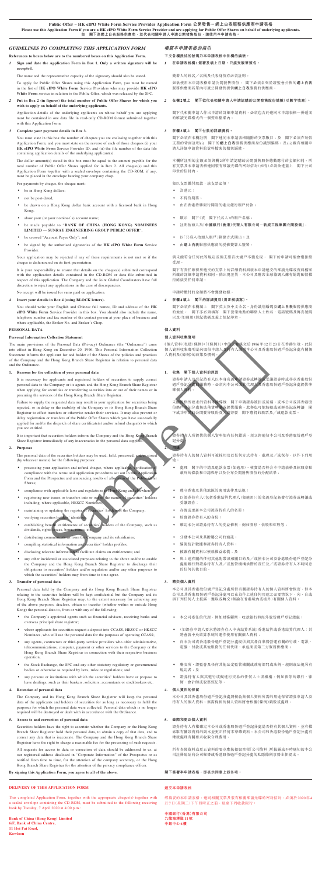**Public Offer – HK eIPO White Form Service Provider Application Form 公開發售－網上白表服務供應商申請表格**

**Please use this Application Form if you are a HK eIPO White Form Service Provider and are applying for Public Offer Shares on behalf of underlying applicants.**
**如 閣下為網上白表服務供應商，並代表相關申請人申請公開發售股份，請使用本申請表格。**

## GUIDELINES TO COMPLETING THIS APPLICATION FORM

**References to boxes below are to the numbered boxes on this Application Form.**

***1* Sign and date the Application Form in Box 1. Only a written signature will be accepted.**

The name and the representative capacity of the signatory should also be stated.

To apply for Public Offer Shares using this Application Form, you must be named in the list of **HK eIPO White Form** Service Providers who may provide **HK eIPO White Form** service in relation to the Public Offer, which was released by the SFC.

***2* Put in Box 2 (in figures) the total number of Public Offer Shares for which you wish to apply on behalf of the underlying applicants.**

Application details of the underlying applicants on whose behalf you are applying must be contained in one data file in read-only CD-ROM format submitted together with this Application Form.

***3* Complete your payment details in Box 3.**

You must state in this box the number of cheques you are enclosing together with this Application Form; and you must state on the reverse of each of those cheques (i) your **HK eIPO White Form** Service Provider ID; and (ii) the file number of the data file containing application details of the underlying applicant(s).

The dollar amount(s) stated in this box must be equal to the amount payable for the total number of Public Offer Shares applied for in Box 2. All cheque(s) and this Application Form together with a sealed envelope containing the CD-ROM, if any, must be placed in the envelope bearing your company chop.

For payments by cheque, the cheque must:

- be in Hong Kong dollars;
- not be post-dated;
- be drawn on a Hong Kong dollar bank account with a licensed bank in Hong Kong;
- show your (or your nominee's) account name;
- be made payable to "**BANK OF CHINA (HONG KONG) NOMINEES LIMITED — SUNRAY ENGINEERING GROUP PUBLIC OFFER**";
- be crossed "Account Payee Only"; and
- be signed by the authorised signatories of the **HK eIPO White Form** Service Provider.

Your application may be rejected if any of these requirements is not met or if the cheque is dishonoured on its first presentation.

It is your responsibility to ensure that details on the cheque(s) submitted correspond with the application details contained in the CD-ROM or data file submitted in respect of this application. The Company and the Joint Global Coordinators have full discretion to reject any applications in the case of discrepancies.

No receipt will be issued for sums paid on application.

***4* Insert your details in Box 4 (using BLOCK letters).**

You should write your English and Chinese full names, ID and address of the **HK eIPO White Form** Service Provider in this box. You should also include the name, telephone number and fax number of the contact person at your place of business and where applicable, the Broker No. and Broker's Chop.

## PERSONAL DATA

### Personal Information Collection Statement

The main provisions of the Personal Data (Privacy) Ordinance (the "Ordinance") came into effect in Hong Kong on December 20, 1996. This Personal Information Collection Statement informs the applicant for and holder of the Shares of the policies and practices of the Company and the Hong Kong Branch Share Registrar in relation to personal data and the Ordinance.

**1. Reasons for the collection of your personal data**

It is necessary for applicants and registered holders of securities to supply correct personal data to the Company or its agents and the Hong Kong Branch Share Registrar when applying for securities or transferring securities into or out of their names or in procuring the services of the Hong Kong Branch Share Registrar.

Failure to supply the requested data may result in your application for securities being rejected, or in delay or the inability of the Company or its Hong Kong Branch Share Registrar to effect transfers or otherwise render their services. It may also prevent or delay registration or transfers of the Public Offer Shares which you have successfully applied for and/or the dispatch of share certificate(s) and/or refund cheque(s) to which you are entitled.

It is important that securities holders inform the Company and the Hong Kong Branch Share Registrar immediately of any inaccuracies in the personal data supplied.

**2. Purposes**

The personal data of the securities holders may be used, held, processed, and/or stored (by whatever means) for the following purposes:

- processing your application and refund cheque, where applicable, verification of compliance with the terms and application procedures set out in this Application Form and the Prospectus and announcing results of allocations of the Public Offer Shares;
- compliance with applicable laws and regulations in Hong Kong and elsewhere;
- registering new issues or transfers into or out of the names of securities' holders including, where applicable, HKSCC Nominees;
- maintaining or updating the register of securities' holders of the Company;
- verifying securities holders' identities;
- establishing benefit entitlements of securities' holders of the Company, such as dividends, rights issues, bonus issues, etc;
- distributing communications from the Company and its subsidiaries;
- compiling statistical information and securities' holder profiles;
- disclosing relevant information to facilitate claims on entitlements; and
- any other incidental or associated purposes relating to the above and/or to enable the Company and the Hong Kong Branch Share Registrar to discharge their obligations to securities' holders and/or regulators and/or any other purposes to which the securities' holders may from time to time agree.

**3. Transfer of personal data**

Personal data held by the Company and its Hong Kong Branch Share Registrar relating to the securities holders will be kept confidential but the Company and its Hong Kong Branch Share Registrar may, to the extent necessary for achieving any of the above purposes, disclose, obtain or transfer (whether within or outside Hong Kong) the personal data to, from or with any of the following:

- the Company's appointed agents such as financial advisers, receiving banks and overseas principal share registrar;
- where applicants for securities request a deposit into CCASS, HKSCC or HKSCC Nominees, who will use the personal data for the purposes of operating CCASS;
- any agents, contractors or third-party service providers who offer administrative, telecommunications, computer, payment or other services to the Company or the Hong Kong Branch Share Registrar in connection with their respective business operation;
- the Stock Exchange, the SFC and any other statutory regulatory or governmental bodies or otherwise as required by laws, rules or regulations; and
- any persons or institutions with which the securities' holders have or propose to have dealings, such as their bankers, solicitors, accountants or stockbrokers etc.

**4. Retention of personal data**

The Company and its Hong Kong Branch Share Registrar will keep the personal data of the applicants and holders of securities for as long as necessary to fulfil the purposes for which the personal data were collected. Personal data which is no longer required will be destroyed or dealt with in accordance with the Ordinance.

**5. Access to and correction of personal data**

Securities holders have the right to ascertain whether the Company or the Hong Kong Branch Share Registrar hold their personal data, to obtain a copy of that data, and to correct any data that is inaccurate. The Company and the Hong Kong Branch Share Registrar have the right to charge a reasonable fee for the processing of such requests.

All requests for access to data or correction of data should be addressed to us, at our registered address disclosed in "Corporate Information" of the Prospectus or as notified from time to time, for the attention of the company secretary, or the Hong Kong Branch Share Registrar for the attention of the privacy compliance officer.

**By signing this Application Form, you agree to all of the above.**

## DELIVERY OF THIS APPLICATION FORM

This completed Application Form, together with the appropriate cheque(s) together with a sealed envelope containing the CD-ROM, must be submitted to the following receiving bank by Tuesday, 7 April 2020 at 4:00 p.m.:

**Bank of China (Hong Kong) Limited**
**6/F, Bank of China Centre,**
**11 Hoi Fai Road,**
**Kowloon.**

## 填寫本申請表格的指引

**下文各欄提述的號碼乃本申請表格中各欄的編號。**

***1* 在申請表格欄1簽署及填上日期。只接受親筆簽名。**

簽署人的姓名／名稱及代表身份亦必須註明。

如欲使用本申請表格申請公開發售股份， 閣下必須名列於證監會公佈的**網上白表**服務供應商名單內可就公開發售提供**網上白表**服務的供應商。

***2* 在欄2填上 閣下代表相關申請人申請認購的公開發售股份總數(以數字填寫)。**

閣下代相關申請人作出申請的詳細申請資料，必須包含於連同本申請表格一併遞交的唯讀光碟格式的一個資料檔案內。

***3* 在欄3填上 閣下付款的詳細資料。**

閣下必須在本欄註明 閣下連同本申請表格所附的支票數目；及 閣下必須在每張支票的背面註明(i) 閣下的**網上白表**服務供應商身份識別編碼；及(ii)載有相關申請人詳細申請資料的資料檔案的檔案編號。

本欄所註明的金額必須與欄2所申請認購的公開發售股份總數應付的金額相同。所有支票及本申請表格連同載有唯讀光碟的密封信封(如有)必須放進蓋上 閣下公司印章的信封內。

如以支票繳付股款，該支票必須：

- 為港元；
- 不得為期票；
- 由在香港持牌銀行開設的港元銀行賬戶付款；
- 顯示 閣下(或 閣下代名人)的賬戶名稱；
- 註明抬頭人為「**中國銀行(香港)代理人有限公司－新威工程集團公開發售**」；
- 以「只准入抬頭人賬戶」劃線方式開出；及
- 由**網上白表**服務供應商的授權簽署人簽署。

倘未能符合任何此等規定或倘支票首次過戶不獲兌現， 閣下的申請可能會遭拒絕受理。

閣下有責任確保所遞交的支票上的詳細資料與就本申請遞交的唯讀光碟或資料檔案所載的詳細申請資料相符。倘出現差異，本公司及聯席全球協調人擁有絕對酌情權拒絕接受任何申請。

申請時繳付的金額將不會獲發收據。

***4* 在欄4填上 閣下的詳細資料(用正楷填寫)。**

閣下必須在本欄填上 閣下英文及中文全名、身份識別編碼及**網上白表**服務供應商的地址。 閣下亦必須填寫 閣下營業地點的聯絡人士姓名、電話號碼及傳真號碼以及(如適用)經紀號碼及經紀印章。

## 個人資料

### 個人資料收集聲明

《個人資料(私隱)條例》(「《條例》」)中的主要條文於1996年12月20日在香港生效。此份個人資料收集聲明是向股份申請人和持有人說明本公司及香港股份過戶登記分處有關個人資料及《條例》的政策及慣例。

**1. 收集 閣下個人資料的原因**

證券申請人及登記持有人以本身名義申請證券或轉讓或受讓證券時或尋求香港股份過戶登記分處的服務時，必須向本公司或其代理人及香港股份過戶登記分處提供準確個人資料。

未能提供所要求的資料可能導致 閣下申請證券被拒或延遲，或本公司或其香港股份過戶登記分處無法落實轉讓或提供服務。此舉也可能妨礙或延誤登記或轉讓 閣下成功申請的公開發售股份及／或寄發 閣下應得的股票及／或退款支票。

證券持有人所提供的個人資料如有任何錯誤，須立即通知本公司及香港股份過戶登記分處。

**2. 用途**

證券持有人的個人資料可被採用及以任何方式持有、處理及／或保存，以作下列用途：

- 處理 閣下的申請及退款支票(如適用)、核實是否符合本申請表格及招股章程載列的條款和申請程序以及公佈公開發售股份的分配結果；
- 遵守香港及其他地區的適用法律及法規；
- 以證券持有人(包括香港結算代理人(如適用))的名義登記新發行證券或轉讓或受讓證券；
- 存置或更新本公司證券持有人的名冊；
- 核實證券持有人的身份；
- 確定本公司證券持有人的受益權利，例如股息、供股和紅股等；
- 分發本公司及其附屬公司的通訊；
- 編製統計數據和證券持有人資料；
- 披露有關資料以便就權益索償；及
- 與上述有關的任何其他附帶或關聯目的及／或使本公司及香港股份過戶登記分處能履行對證券持有人及／或監管機構承擔的責任及／或證券持有人不時同意的任何其他目的。

**3. 轉交個人資料**

本公司及其香港股份過戶登記分處所持有關證券持有人的個人資料將會保密，但本公司及其香港股份過戶登記分處可以在為達到上述任何用途之必要情況下，向、自或與下列任何人士披露、獲取或轉交(無論在香港境內或境外)有關個人資料：

- 本公司委任的代理，例如財務顧問、收款銀行和海外股份過戶登記總處；
- (如證券申請人要求將證券存入中央結算系統)香港結算或香港結算代理人；其將會就中央結算系統的運作使用有關個人資料；
- 向本公司或香港股份過戶登記分處提供與其各自業務營運有關的行政、電訊、電腦、付款或其他服務的任何代理、承包商或第三方服務供應商；
- 聯交所、證監會及任何其他法定監管機關或政府部門或法例、規則或法規另有規定者；及
- 證券持有人與其進行或擬進行交易的任何人士或機構，例如彼等的銀行、律師、會計師或股票經紀等。

**4. 個人資料的保留**

本公司及其香港股份過戶登記分處將按收集個人資料所需的用途保留證券申請人及持有人的個人資料。無需保留的個人資料將會根據《條例》銷毀或處理。

**5. 查閱和更正個人資料**

證券持有人有權確定本公司或香港股份過戶登記分處是否持有其個人資料，並有權索取有關資料副本及更正任何不準確資料。本公司和香港股份過戶登記分處有權就處理有關要求收取合理費用。

所有查閱資料或更正資料的要求應按招股章程「公司資料」所披露或不時通知的本公司註冊地址向公司秘書或香港股份過戶登記分處的私隱條例事務主任提出。

**閣下簽署本申請表格，即表示同意上述各項。**

## 遞交本申請表格

經填妥的本申請表格，連同適當支票及裝有相關唯讀光碟的密封信封，必須於2020年4月7日(星期二)下午四時正之前，送達下列收款銀行：

**中國銀行(香港)有限公司**
**九龍海輝道11號**
**中銀中心6樓**